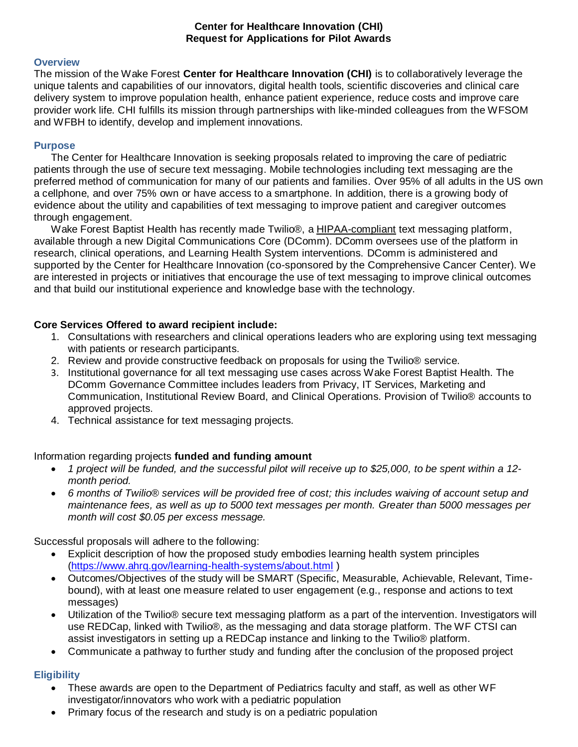# Center for Healthcare Innovation (CHI)
# Request for Applications for Pilot Awards

## Overview

The mission of the Wake Forest **Center for Healthcare Innovation (CHI)** is to collaboratively leverage the unique talents and capabilities of our innovators, digital health tools, scientific discoveries and clinical care delivery system to improve population health, enhance patient experience, reduce costs and improve care provider work life. CHI fulfills its mission through partnerships with like-minded colleagues from the WFSOM and WFBH to identify, develop and implement innovations.

## Purpose

The Center for Healthcare Innovation is seeking proposals related to improving the care of pediatric patients through the use of secure text messaging. Mobile technologies including text messaging are the preferred method of communication for many of our patients and families. Over 95% of all adults in the US own a cellphone, and over 75% own or have access to a smartphone. In addition, there is a growing body of evidence about the utility and capabilities of text messaging to improve patient and caregiver outcomes through engagement.

Wake Forest Baptist Health has recently made Twilio®, a HIPAA-compliant text messaging platform, available through a new Digital Communications Core (DComm). DComm oversees use of the platform in research, clinical operations, and Learning Health System interventions. DComm is administered and supported by the Center for Healthcare Innovation (co-sponsored by the Comprehensive Cancer Center). We are interested in projects or initiatives that encourage the use of text messaging to improve clinical outcomes and that build our institutional experience and knowledge base with the technology.

**Core Services Offered to award recipient include:**

1. Consultations with researchers and clinical operations leaders who are exploring using text messaging with patients or research participants.
2. Review and provide constructive feedback on proposals for using the Twilio® service.
3. Institutional governance for all text messaging use cases across Wake Forest Baptist Health. The DComm Governance Committee includes leaders from Privacy, IT Services, Marketing and Communication, Institutional Review Board, and Clinical Operations. Provision of Twilio® accounts to approved projects.
4. Technical assistance for text messaging projects.

Information regarding projects **funded and funding amount**

- *1 project will be funded, and the successful pilot will receive up to $25,000, to be spent within a 12-month period.*
- *6 months of Twilio® services will be provided free of cost; this includes waiving of account setup and maintenance fees, as well as up to 5000 text messages per month. Greater than 5000 messages per month will cost $0.05 per excess message.*

Successful proposals will adhere to the following:

- Explicit description of how the proposed study embodies learning health system principles (https://www.ahrq.gov/learning-health-systems/about.html )
- Outcomes/Objectives of the study will be SMART (Specific, Measurable, Achievable, Relevant, Time-bound), with at least one measure related to user engagement (e.g., response and actions to text messages)
- Utilization of the Twilio® secure text messaging platform as a part of the intervention. Investigators will use REDCap, linked with Twilio®, as the messaging and data storage platform. The WF CTSI can assist investigators in setting up a REDCap instance and linking to the Twilio® platform.
- Communicate a pathway to further study and funding after the conclusion of the proposed project

## Eligibility

- These awards are open to the Department of Pediatrics faculty and staff, as well as other WF investigator/innovators who work with a pediatric population
- Primary focus of the research and study is on a pediatric population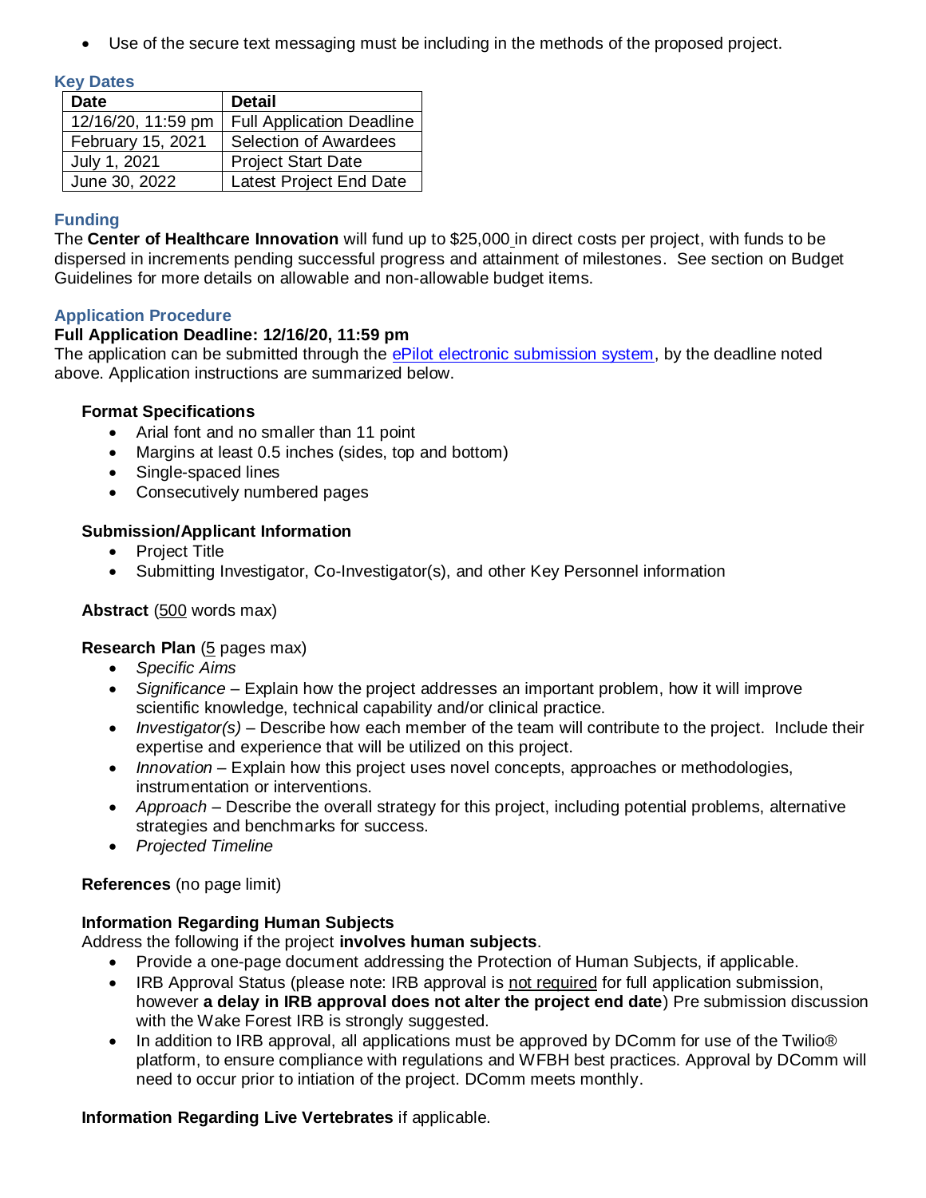- Use of the secure text messaging must be including in the methods of the proposed project.

## Key Dates

| Date | Detail |
|---|---|
| 12/16/20, 11:59 pm | Full Application Deadline |
| February 15, 2021 | Selection of Awardees |
| July 1, 2021 | Project Start Date |
| June 30, 2022 | Latest Project End Date |

## Funding

The **Center of Healthcare Innovation** will fund up to $25,000 in direct costs per project, with funds to be dispersed in increments pending successful progress and attainment of milestones. See section on Budget Guidelines for more details on allowable and non-allowable budget items.

## Application Procedure

**Full Application Deadline: 12/16/20, 11:59 pm**

The application can be submitted through the ePilot electronic submission system, by the deadline noted above. Application instructions are summarized below.

**Format Specifications**

- Arial font and no smaller than 11 point
- Margins at least 0.5 inches (sides, top and bottom)
- Single-spaced lines
- Consecutively numbered pages

**Submission/Applicant Information**

- Project Title
- Submitting Investigator, Co-Investigator(s), and other Key Personnel information

**Abstract** (500 words max)

**Research Plan** (5 pages max)

- *Specific Aims*
- *Significance* – Explain how the project addresses an important problem, how it will improve scientific knowledge, technical capability and/or clinical practice.
- *Investigator(s)* – Describe how each member of the team will contribute to the project. Include their expertise and experience that will be utilized on this project.
- *Innovation* – Explain how this project uses novel concepts, approaches or methodologies, instrumentation or interventions.
- *Approach* – Describe the overall strategy for this project, including potential problems, alternative strategies and benchmarks for success.
- *Projected Timeline*

**References** (no page limit)

**Information Regarding Human Subjects**

Address the following if the project **involves human subjects**.

- Provide a one-page document addressing the Protection of Human Subjects, if applicable.
- IRB Approval Status (please note: IRB approval is not required for full application submission, however **a delay in IRB approval does not alter the project end date**) Pre submission discussion with the Wake Forest IRB is strongly suggested.
- In addition to IRB approval, all applications must be approved by DComm for use of the Twilio® platform, to ensure compliance with regulations and WFBH best practices. Approval by DComm will need to occur prior to intiation of the project. DComm meets monthly.

**Information Regarding Live Vertebrates** if applicable.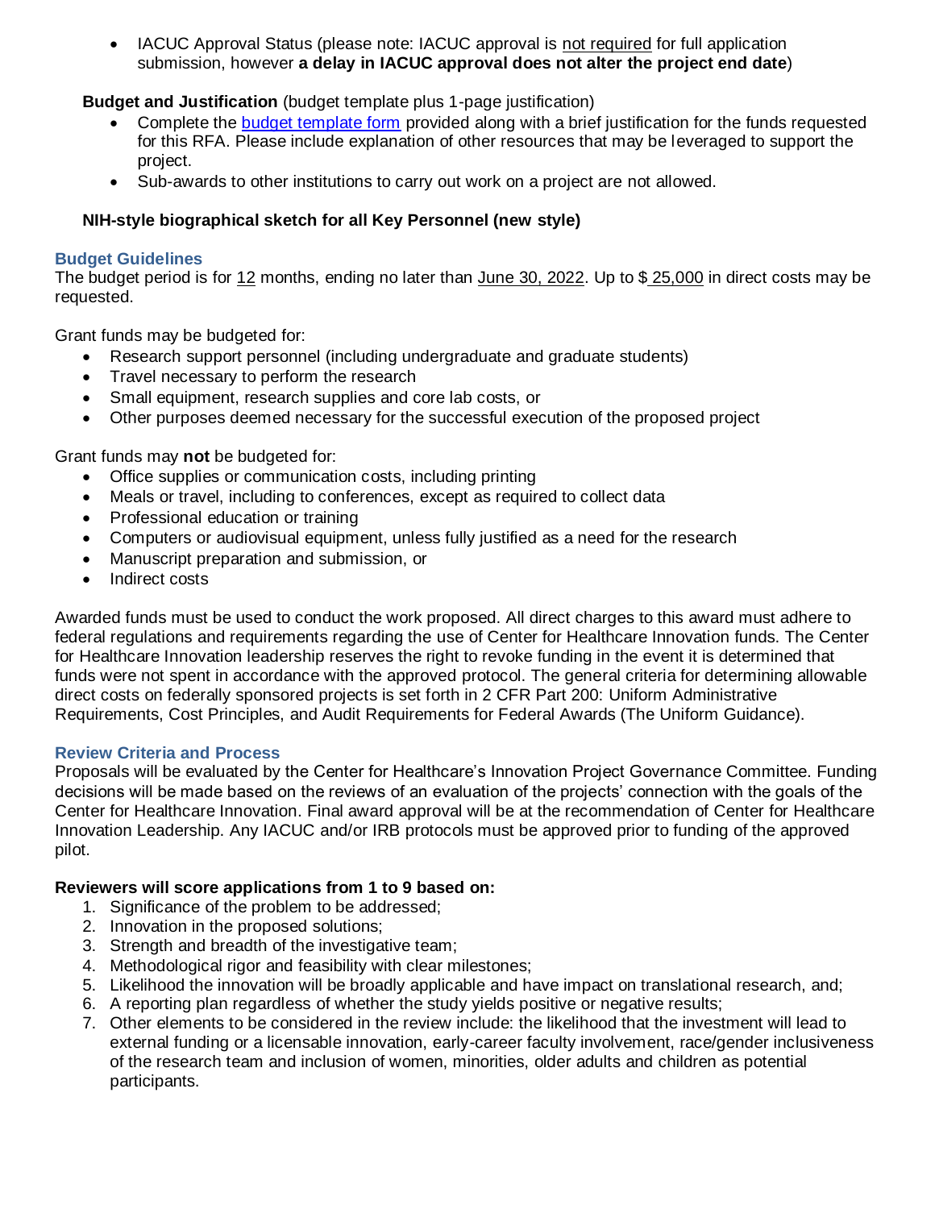- IACUC Approval Status (please note: IACUC approval is not required for full application submission, however **a delay in IACUC approval does not alter the project end date**)

**Budget and Justification** (budget template plus 1-page justification)

- Complete the budget template form provided along with a brief justification for the funds requested for this RFA. Please include explanation of other resources that may be leveraged to support the project.
- Sub-awards to other institutions to carry out work on a project are not allowed.

**NIH-style biographical sketch for all Key Personnel (new style)**

### Budget Guidelines

The budget period is for 12 months, ending no later than June 30, 2022. Up to $ 25,000 in direct costs may be requested.

Grant funds may be budgeted for:

- Research support personnel (including undergraduate and graduate students)
- Travel necessary to perform the research
- Small equipment, research supplies and core lab costs, or
- Other purposes deemed necessary for the successful execution of the proposed project

Grant funds may **not** be budgeted for:

- Office supplies or communication costs, including printing
- Meals or travel, including to conferences, except as required to collect data
- Professional education or training
- Computers or audiovisual equipment, unless fully justified as a need for the research
- Manuscript preparation and submission, or
- Indirect costs

Awarded funds must be used to conduct the work proposed. All direct charges to this award must adhere to federal regulations and requirements regarding the use of Center for Healthcare Innovation funds. The Center for Healthcare Innovation leadership reserves the right to revoke funding in the event it is determined that funds were not spent in accordance with the approved protocol. The general criteria for determining allowable direct costs on federally sponsored projects is set forth in 2 CFR Part 200: Uniform Administrative Requirements, Cost Principles, and Audit Requirements for Federal Awards (The Uniform Guidance).

### Review Criteria and Process

Proposals will be evaluated by the Center for Healthcare's Innovation Project Governance Committee. Funding decisions will be made based on the reviews of an evaluation of the projects' connection with the goals of the Center for Healthcare Innovation. Final award approval will be at the recommendation of Center for Healthcare Innovation Leadership. Any IACUC and/or IRB protocols must be approved prior to funding of the approved pilot.

**Reviewers will score applications from 1 to 9 based on:**

1. Significance of the problem to be addressed;
2. Innovation in the proposed solutions;
3. Strength and breadth of the investigative team;
4. Methodological rigor and feasibility with clear milestones;
5. Likelihood the innovation will be broadly applicable and have impact on translational research, and;
6. A reporting plan regardless of whether the study yields positive or negative results;
7. Other elements to be considered in the review include: the likelihood that the investment will lead to external funding or a licensable innovation, early-career faculty involvement, race/gender inclusiveness of the research team and inclusion of women, minorities, older adults and children as potential participants.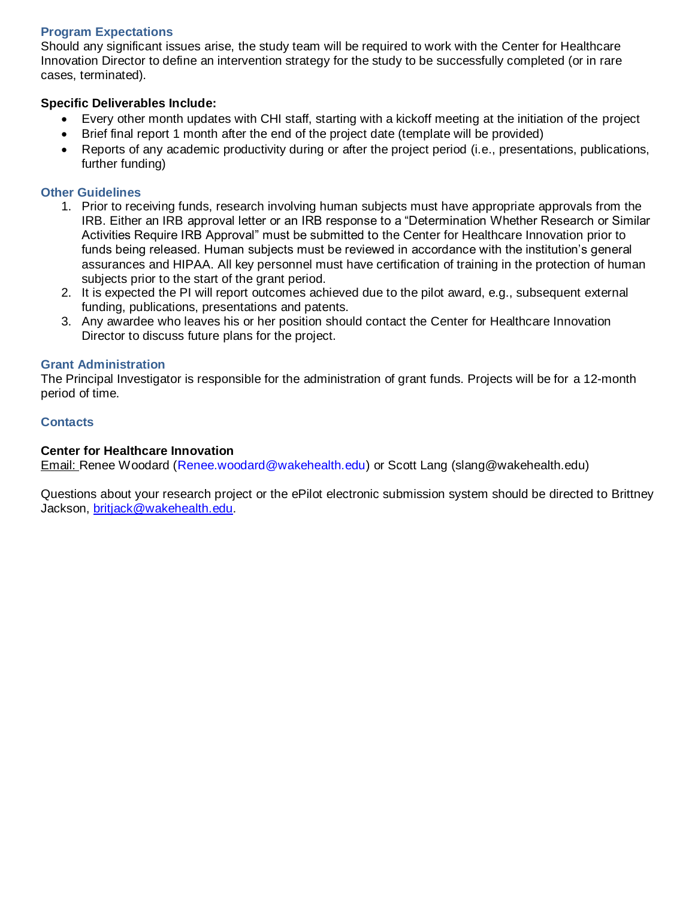## Program Expectations

Should any significant issues arise, the study team will be required to work with the Center for Healthcare Innovation Director to define an intervention strategy for the study to be successfully completed (or in rare cases, terminated).

**Specific Deliverables Include:**

- Every other month updates with CHI staff, starting with a kickoff meeting at the initiation of the project
- Brief final report 1 month after the end of the project date (template will be provided)
- Reports of any academic productivity during or after the project period (i.e., presentations, publications, further funding)

## Other Guidelines

1. Prior to receiving funds, research involving human subjects must have appropriate approvals from the IRB. Either an IRB approval letter or an IRB response to a "Determination Whether Research or Similar Activities Require IRB Approval" must be submitted to the Center for Healthcare Innovation prior to funds being released. Human subjects must be reviewed in accordance with the institution's general assurances and HIPAA. All key personnel must have certification of training in the protection of human subjects prior to the start of the grant period.
2. It is expected the PI will report outcomes achieved due to the pilot award, e.g., subsequent external funding, publications, presentations and patents.
3. Any awardee who leaves his or her position should contact the Center for Healthcare Innovation Director to discuss future plans for the project.

## Grant Administration

The Principal Investigator is responsible for the administration of grant funds. Projects will be for a 12-month period of time.

## Contacts

**Center for Healthcare Innovation**

Email: Renee Woodard (Renee.woodard@wakehealth.edu) or Scott Lang (slang@wakehealth.edu)

Questions about your research project or the ePilot electronic submission system should be directed to Brittney Jackson, britjack@wakehealth.edu.